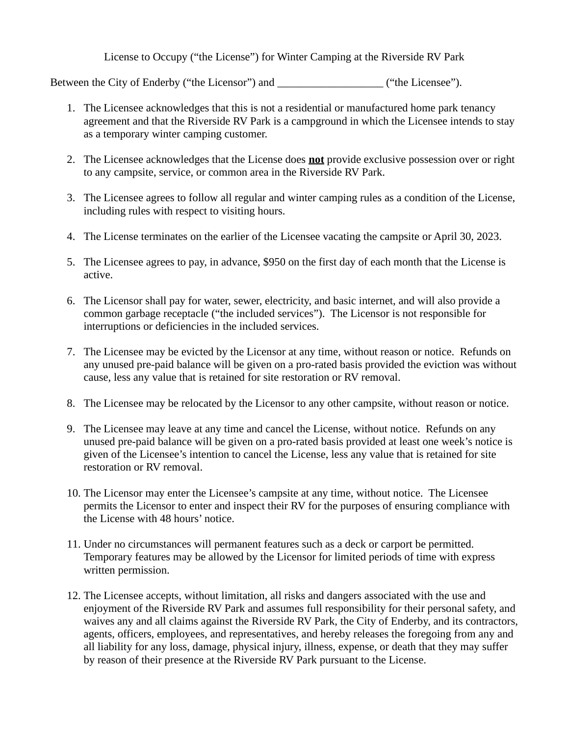License to Occupy (“the License”) for Winter Camping at the Riverside RV Park

Between the City of Enderby (“the Licensor”) and ___________________ (“the Licensee”).

1. The Licensee acknowledges that this is not a residential or manufactured home park tenancy agreement and that the Riverside RV Park is a campground in which the Licensee intends to stay as a temporary winter camping customer.

2. The Licensee acknowledges that the License does **<u>not</u>** provide exclusive possession over or right to any campsite, service, or common area in the Riverside RV Park.

3. The Licensee agrees to follow all regular and winter camping rules as a condition of the License, including rules with respect to visiting hours.

4. The License terminates on the earlier of the Licensee vacating the campsite or April 30, 2023.

5. The Licensee agrees to pay, in advance, $950 on the first day of each month that the License is active.

6. The Licensor shall pay for water, sewer, electricity, and basic internet, and will also provide a common garbage receptacle (“the included services”). The Licensor is not responsible for interruptions or deficiencies in the included services.

7. The Licensee may be evicted by the Licensor at any time, without reason or notice. Refunds on any unused pre-paid balance will be given on a pro-rated basis provided the eviction was without cause, less any value that is retained for site restoration or RV removal.

8. The Licensee may be relocated by the Licensor to any other campsite, without reason or notice.

9. The Licensee may leave at any time and cancel the License, without notice. Refunds on any unused pre-paid balance will be given on a pro-rated basis provided at least one week’s notice is given of the Licensee’s intention to cancel the License, less any value that is retained for site restoration or RV removal.

10. The Licensor may enter the Licensee’s campsite at any time, without notice. The Licensee permits the Licensor to enter and inspect their RV for the purposes of ensuring compliance with the License with 48 hours’ notice.

11. Under no circumstances will permanent features such as a deck or carport be permitted. Temporary features may be allowed by the Licensor for limited periods of time with express written permission.

12. The Licensee accepts, without limitation, all risks and dangers associated with the use and enjoyment of the Riverside RV Park and assumes full responsibility for their personal safety, and waives any and all claims against the Riverside RV Park, the City of Enderby, and its contractors, agents, officers, employees, and representatives, and hereby releases the foregoing from any and all liability for any loss, damage, physical injury, illness, expense, or death that they may suffer by reason of their presence at the Riverside RV Park pursuant to the License.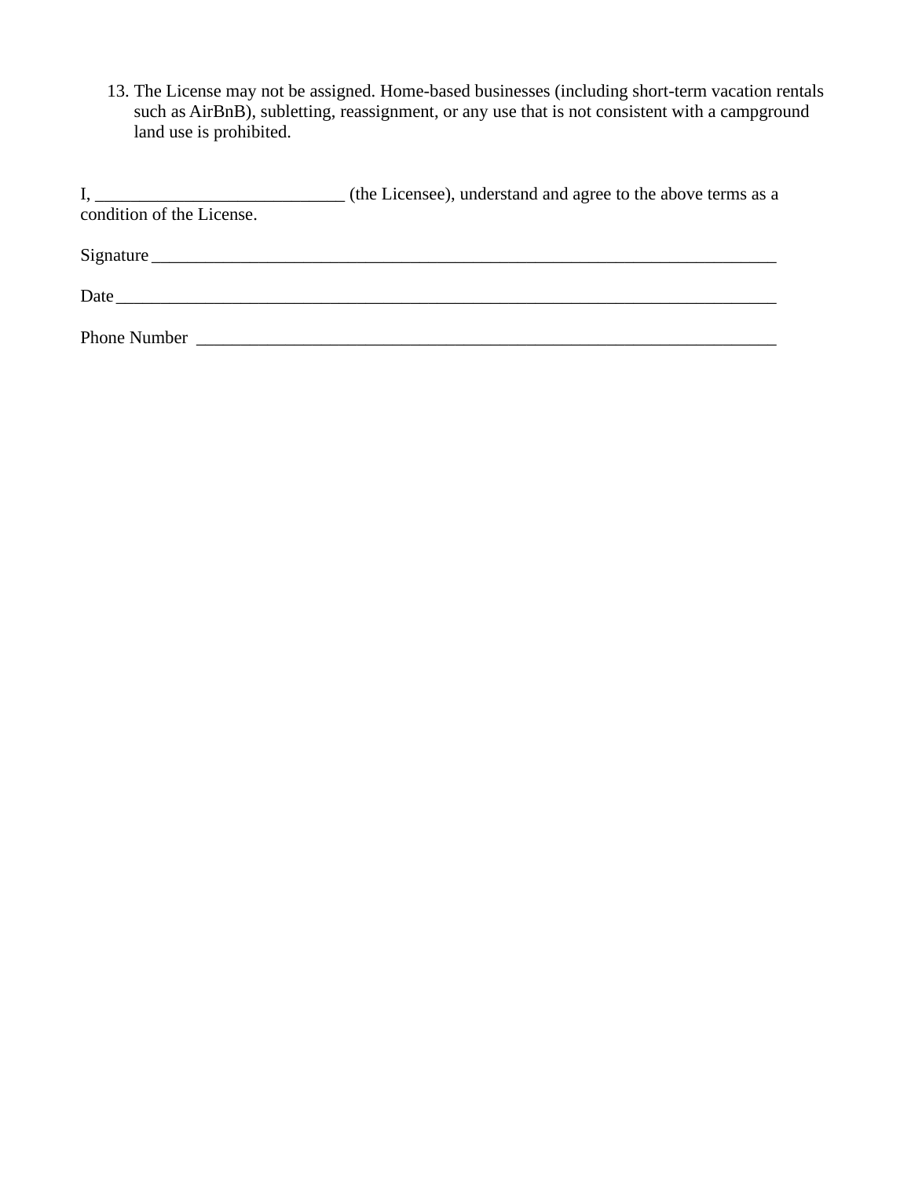13. The License may not be assigned. Home-based businesses (including short-term vacation rentals such as AirBnB), subletting, reassignment, or any use that is not consistent with a campground land use is prohibited.

I, ____________________________ (the Licensee), understand and agree to the above terms as a condition of the License.

Signature ___________________________________________________________________________

Date _______________________________________________________________________________

Phone Number _______________________________________________________________________